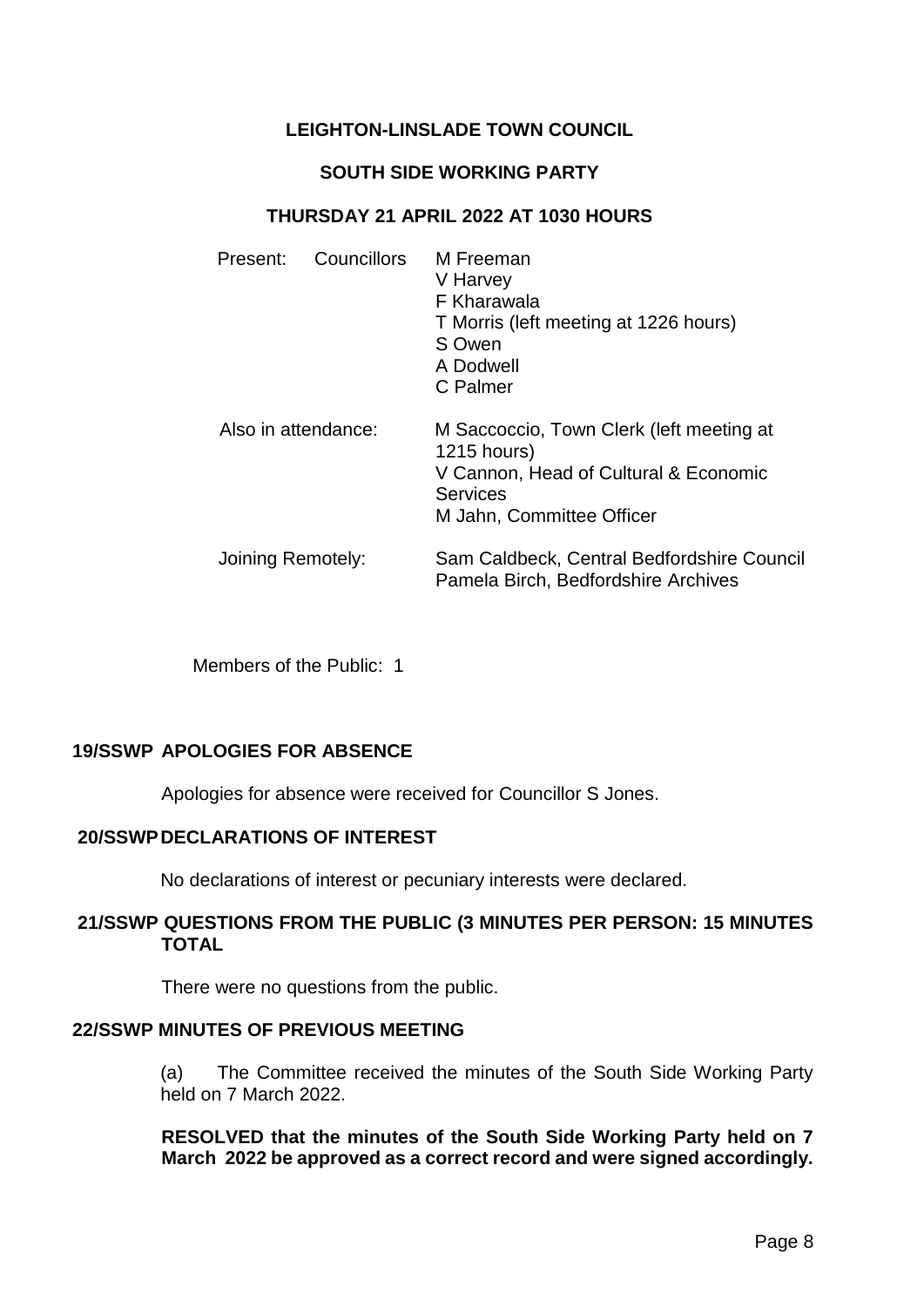# LEIGHTON-LINSLADE TOWN COUNCIL

## SOUTH SIDE WORKING PARTY

### THURSDAY 21 APRIL 2022 AT 1030 HOURS

| | | |
|---|---|---|
| Present: | Councillors | M Freeman<br>V Harvey<br>F Kharawala<br>T Morris (left meeting at 1226 hours)<br>S Owen<br>A Dodwell<br>C Palmer |
| Also in attendance: | | M Saccoccio, Town Clerk (left meeting at 1215 hours)<br>V Cannon, Head of Cultural & Economic Services<br>M Jahn, Committee Officer |
| Joining Remotely: | | Sam Caldbeck, Central Bedfordshire Council<br>Pamela Birch, Bedfordshire Archives |

Members of the Public: 1

**19/SSWP APOLOGIES FOR ABSENCE**

Apologies for absence were received for Councillor S Jones.

**20/SSWP DECLARATIONS OF INTEREST**

No declarations of interest or pecuniary interests were declared.

**21/SSWP QUESTIONS FROM THE PUBLIC (3 MINUTES PER PERSON: 15 MINUTES TOTAL**

There were no questions from the public.

**22/SSWP MINUTES OF PREVIOUS MEETING**

(a) The Committee received the minutes of the South Side Working Party held on 7 March 2022.

**RESOLVED that the minutes of the South Side Working Party held on 7 March 2022 be approved as a correct record and were signed accordingly.**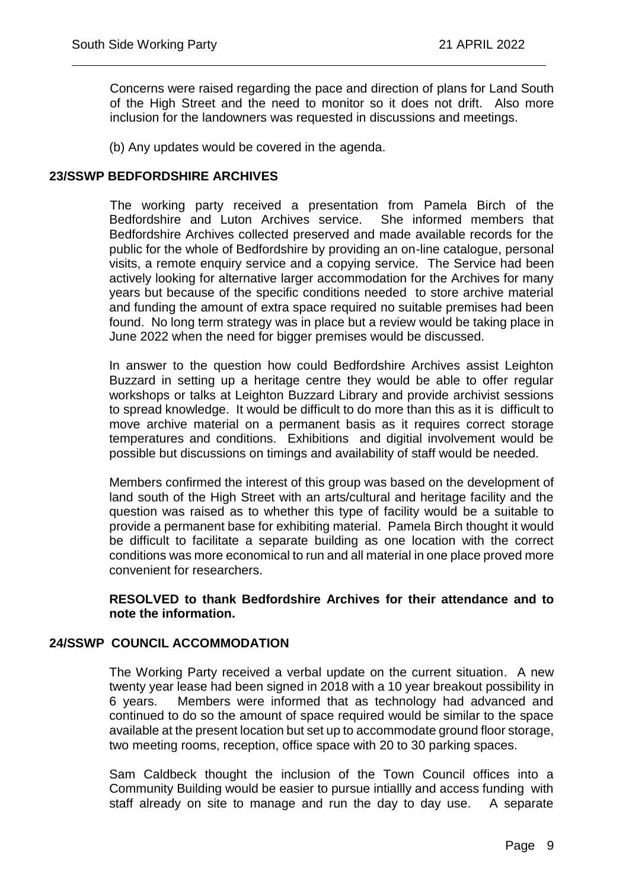Concerns were raised regarding the pace and direction of plans for Land South of the High Street and the need to monitor so it does not drift. Also more inclusion for the landowners was requested in discussions and meetings.

(b) Any updates would be covered in the agenda.

## 23/SSWP BEDFORDSHIRE ARCHIVES

The working party received a presentation from Pamela Birch of the Bedfordshire and Luton Archives service. She informed members that Bedfordshire Archives collected preserved and made available records for the public for the whole of Bedfordshire by providing an on-line catalogue, personal visits, a remote enquiry service and a copying service. The Service had been actively looking for alternative larger accommodation for the Archives for many years but because of the specific conditions needed to store archive material and funding the amount of extra space required no suitable premises had been found. No long term strategy was in place but a review would be taking place in June 2022 when the need for bigger premises would be discussed.

In answer to the question how could Bedfordshire Archives assist Leighton Buzzard in setting up a heritage centre they would be able to offer regular workshops or talks at Leighton Buzzard Library and provide archivist sessions to spread knowledge. It would be difficult to do more than this as it is difficult to move archive material on a permanent basis as it requires correct storage temperatures and conditions. Exhibitions and digitial involvement would be possible but discussions on timings and availability of staff would be needed.

Members confirmed the interest of this group was based on the development of land south of the High Street with an arts/cultural and heritage facility and the question was raised as to whether this type of facility would be a suitable to provide a permanent base for exhibiting material. Pamela Birch thought it would be difficult to facilitate a separate building as one location with the correct conditions was more economical to run and all material in one place proved more convenient for researchers.

**RESOLVED to thank Bedfordshire Archives for their attendance and to note the information.**

## 24/SSWP COUNCIL ACCOMMODATION

The Working Party received a verbal update on the current situation. A new twenty year lease had been signed in 2018 with a 10 year breakout possibility in 6 years. Members were informed that as technology had advanced and continued to do so the amount of space required would be similar to the space available at the present location but set up to accommodate ground floor storage, two meeting rooms, reception, office space with 20 to 30 parking spaces.

Sam Caldbeck thought the inclusion of the Town Council offices into a Community Building would be easier to pursue intiallly and access funding with staff already on site to manage and run the day to day use. A separate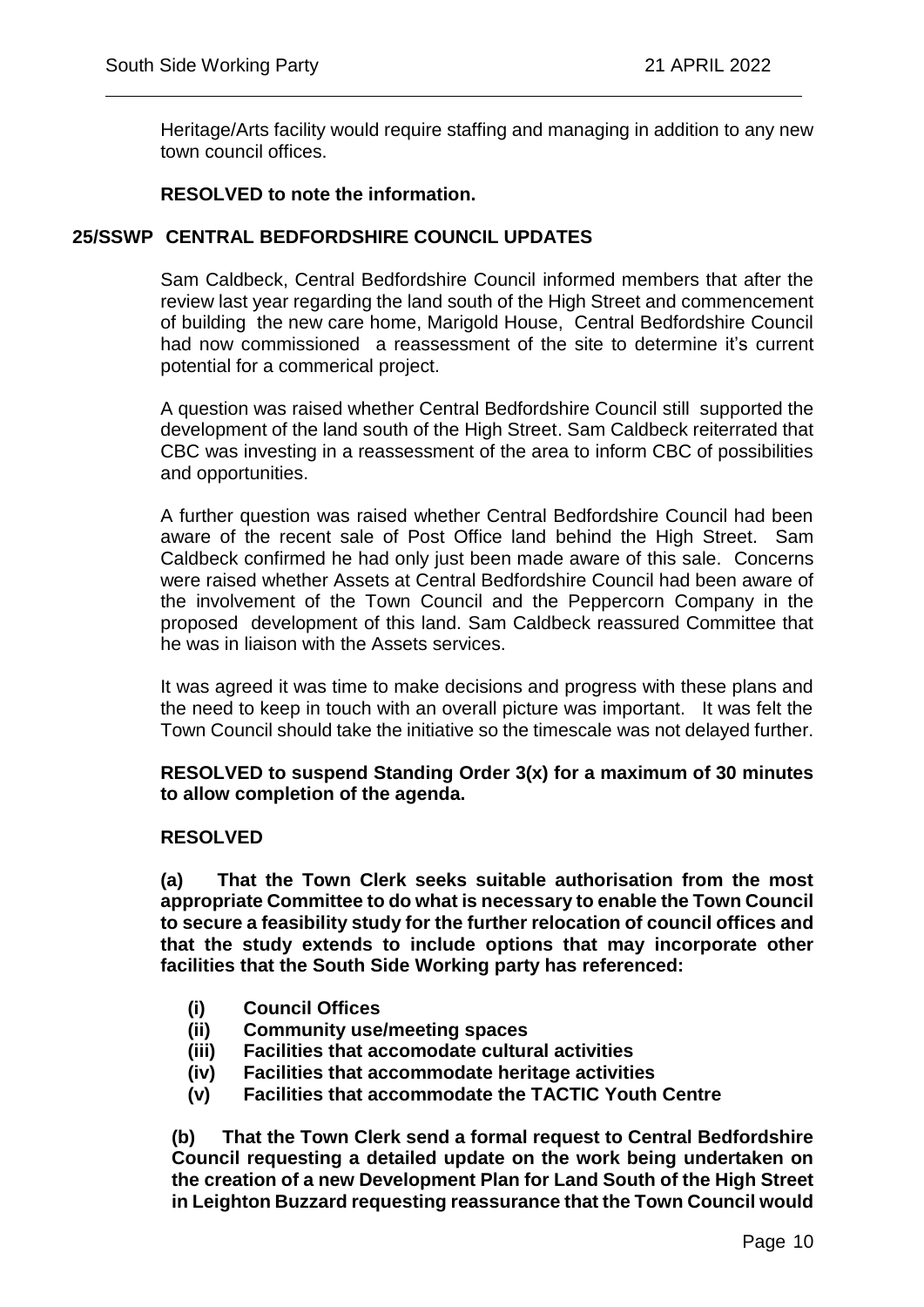Heritage/Arts facility would require staffing and managing in addition to any new town council offices.

**RESOLVED to note the information.**

## 25/SSWP CENTRAL BEDFORDSHIRE COUNCIL UPDATES

Sam Caldbeck, Central Bedfordshire Council informed members that after the review last year regarding the land south of the High Street and commencement of building the new care home, Marigold House, Central Bedfordshire Council had now commissioned a reassessment of the site to determine it's current potential for a commerical project.

A question was raised whether Central Bedfordshire Council still supported the development of the land south of the High Street. Sam Caldbeck reiterrated that CBC was investing in a reassessment of the area to inform CBC of possibilities and opportunities.

A further question was raised whether Central Bedfordshire Council had been aware of the recent sale of Post Office land behind the High Street. Sam Caldbeck confirmed he had only just been made aware of this sale. Concerns were raised whether Assets at Central Bedfordshire Council had been aware of the involvement of the Town Council and the Peppercorn Company in the proposed development of this land. Sam Caldbeck reassured Committee that he was in liaison with the Assets services.

It was agreed it was time to make decisions and progress with these plans and the need to keep in touch with an overall picture was important. It was felt the Town Council should take the initiative so the timescale was not delayed further.

**RESOLVED to suspend Standing Order 3(x) for a maximum of 30 minutes to allow completion of the agenda.**

**RESOLVED**

**(a) That the Town Clerk seeks suitable authorisation from the most appropriate Committee to do what is necessary to enable the Town Council to secure a feasibility study for the further relocation of council offices and that the study extends to include options that may incorporate other facilities that the South Side Working party has referenced:**

**(i) Council Offices**
**(ii) Community use/meeting spaces**
**(iii) Facilities that accomodate cultural activities**
**(iv) Facilities that accommodate heritage activities**
**(v) Facilities that accommodate the TACTIC Youth Centre**

**(b) That the Town Clerk send a formal request to Central Bedfordshire Council requesting a detailed update on the work being undertaken on the creation of a new Development Plan for Land South of the High Street in Leighton Buzzard requesting reassurance that the Town Council would**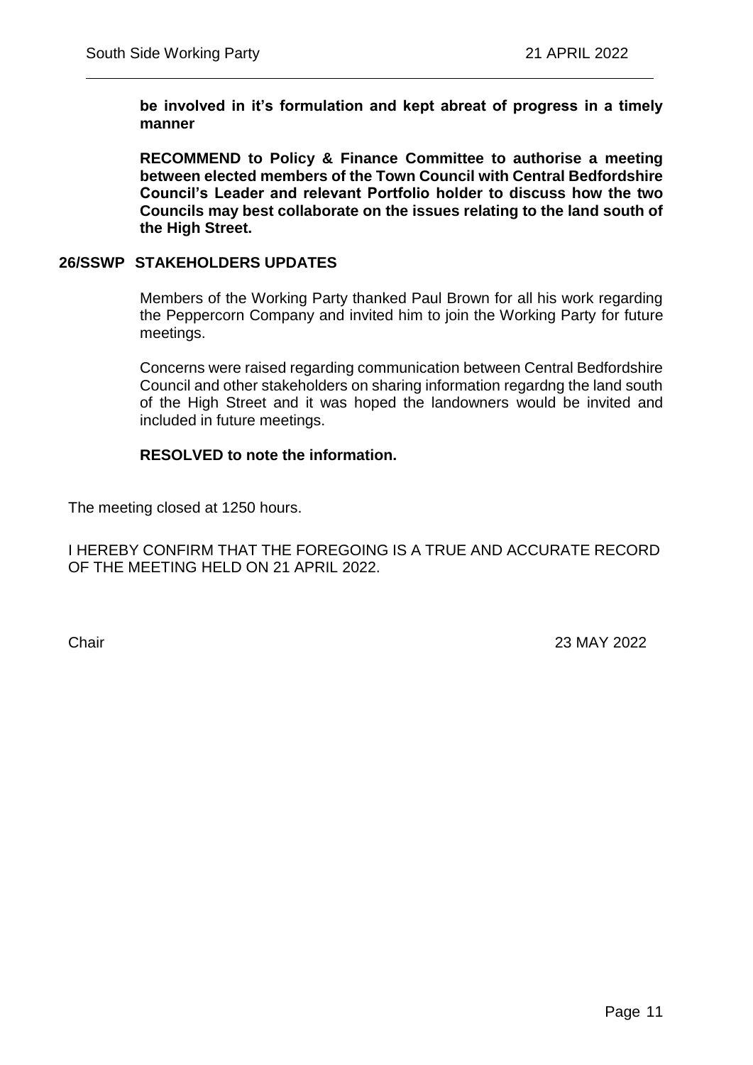**be involved in it's formulation and kept abreast of progress in a timely manner**

**RECOMMEND to Policy & Finance Committee to authorise a meeting between elected members of the Town Council with Central Bedfordshire Council's Leader and relevant Portfolio holder to discuss how the two Councils may best collaborate on the issues relating to the land south of the High Street.**

## 26/SSWP STAKEHOLDERS UPDATES

Members of the Working Party thanked Paul Brown for all his work regarding the Peppercorn Company and invited him to join the Working Party for future meetings.

Concerns were raised regarding communication between Central Bedfordshire Council and other stakeholders on sharing information regardng the land south of the High Street and it was hoped the landowners would be invited and included in future meetings.

**RESOLVED to note the information.**

The meeting closed at 1250 hours.

I HEREBY CONFIRM THAT THE FOREGOING IS A TRUE AND ACCURATE RECORD OF THE MEETING HELD ON 21 APRIL 2022.

Chair 23 MAY 2022